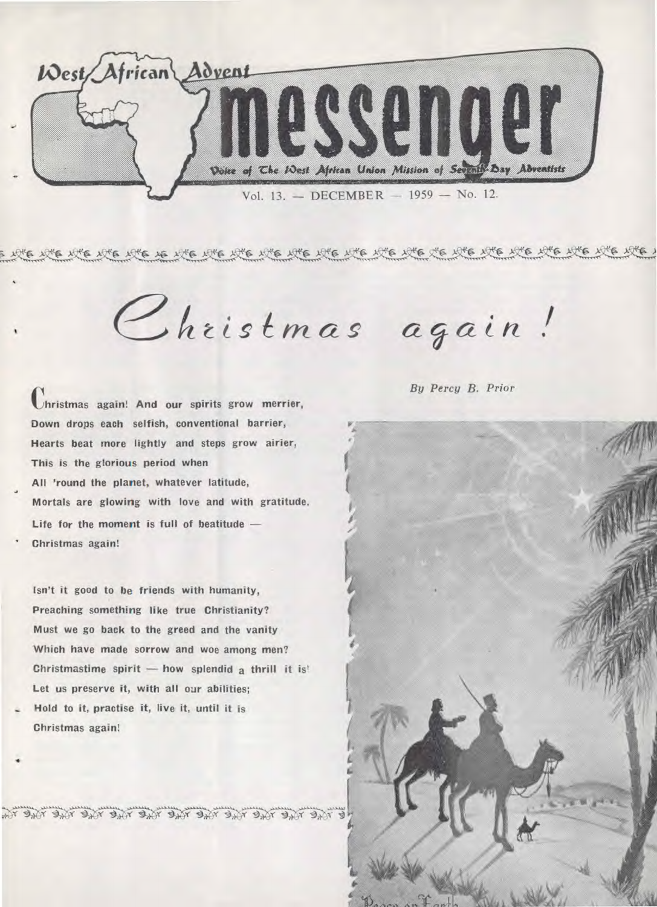# West African Advent messenger

Voice of The West African Union Mission of Seventh-Day Adventists

Vol. 13. — DECEMBER — 1959 — No. 12.

## Christmas again!

*By Percy B. Prior*

Christmas again! And our spirits grow merrier,
Down drops each selfish, conventional barrier,
Hearts beat more lightly and steps grow airier,
This is the glorious period when
All 'round the planet, whatever latitude,
Mortals are glowing with love and with gratitude,
Life for the moment is full of beatitude —
Christmas again!

Isn't it good to be friends with humanity,
Preaching something like true Christianity?
Must we go back to the greed and the vanity
Which have made sorrow and woe among men?
Christmastime spirit — how splendid a thrill it is!
Let us preserve it, with all our abilities;
Hold to it, practise it, live it, until it is
Christmas again!

Peace on Earth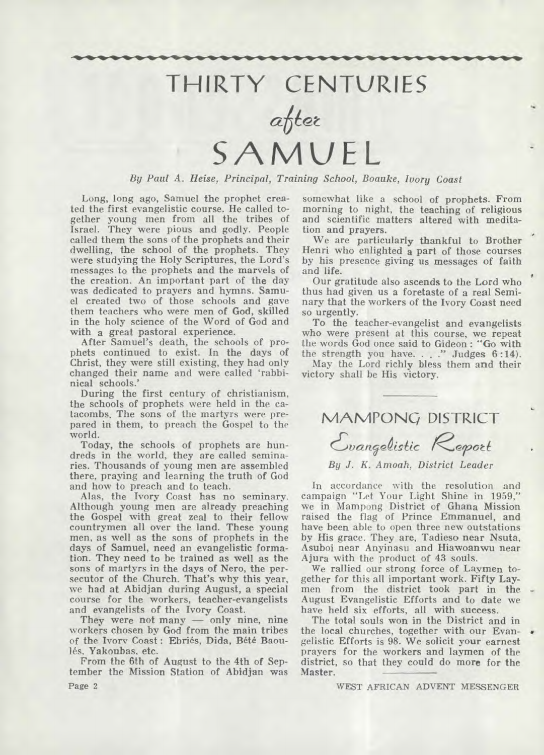# THIRTY CENTURIES *after* SAMUEL

*By Paul A. Heise, Principal, Training School, Boauke, Ivory Coast*

Long, long ago, Samuel the prophet created the first evangelistic course. He called together young men from all the tribes of Israel. They were pious and godly. People called them the sons of the prophets and their dwelling, the school of the prophets. They were studying the Holy Scriptures, the Lord's messages to the prophets and the marvels of the creation. An important part of the day was dedicated to prayers and hymns. Samuel created two of those schools and gave them teachers who were men of God, skilled in the holy science of the Word of God and with a great pastoral experience.

After Samuel's death, the schools of prophets continued to exist. In the days of Christ, they were still existing, they had only changed their name and were called 'rabbinical schools.'

During the first century of christianism, the schools of prophets were held in the catacombs. The sons of the martyrs were prepared in them, to preach the Gospel to the world.

Today, the schools of prophets are hundreds in the world, they are called seminaries. Thousands of young men are assembled there, praying and learning the truth of God and how to preach and to teach.

Alas, the Ivory Coast has no seminary. Although young men are already preaching the Gospel with great zeal to their fellow countrymen all over the land. These young men, as well as the sons of prophets in the days of Samuel, need an evangelistic formation. They need to be trained as well as the sons of martyrs in the days of Nero, the persecutor of the Church. That's why this year, we had at Abidjan during August, a special course for the workers, teacher-evangelists and evangelists of the Ivory Coast.

They were not many — only nine, nine workers chosen by God from the main tribes of the Ivory Coast: Ebriés, Dida, Bété Baoulés, Yakoubas, etc.

From the 6th of August to the 4th of September the Mission Station of Abidjan was somewhat like a school of prophets. From morning to night, the teaching of religious and scientific matters altered with meditation and prayers.

We are particularly thankful to Brother Henri who enlighted a part of those courses by his presence giving us messages of faith and life.

Our gratitude also ascends to the Lord who thus had given us a foretaste of a real Seminary that the workers of the Ivory Coast need so urgently.

To the teacher-evangelist and evangelists who were present at this course, we repeat the words God once said to Gideon: "Go with the strength you have. . . ." Judges 6:14).

May the Lord richly bless them and their victory shall be His victory.

---

# MAMPONG DISTRICT

## *Evangelistic Report*

*By J. K. Amoah, District Leader*

In accordance with the resolution and campaign "Let Your Light Shine in 1959," we in Mampong District of Ghana Mission raised the flag of Prince Emmanuel, and have been able to open three new outstations by His grace. They are, Tadieso near Nsuta, Asuboi near Anyinasu and Hiawoanwu near Ajura with the product of 43 souls.

We rallied our strong force of Laymen together for this all important work. Fifty Laymen from the district took part in the August Evangelistic Efforts and to date we have held six efforts, all with success.

The total souls won in the District and in the local churches, together with our Evangelistic Efforts is 98. We solicit your earnest prayers for the workers and laymen of the district, so that they could do more for the Master.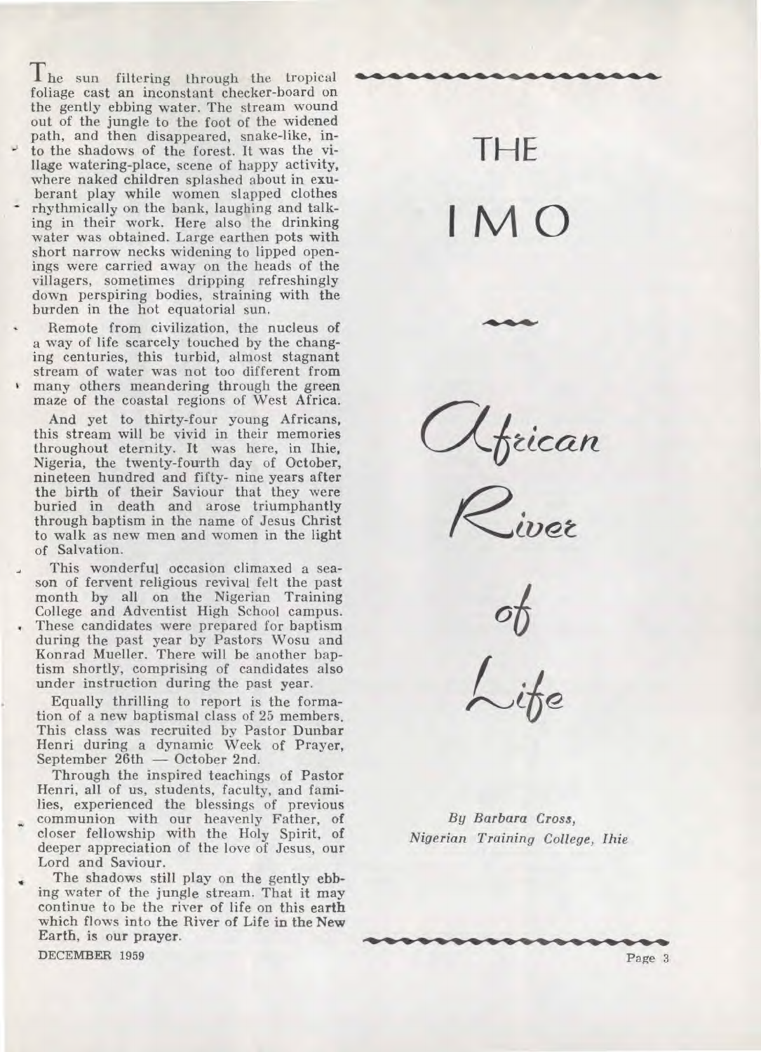# THE IMO

## African River of Life

*By Barbara Cross, Nigerian Training College, Ihie*

The sun filtering through the tropical foliage cast an inconstant checker-board on the gently ebbing water. The stream wound out of the jungle to the foot of the widened path, and then disappeared, snake-like, into the shadows of the forest. It was the village watering-place, scene of happy activity, where naked children splashed about in exuberant play while women slapped clothes rhythmically on the bank, laughing and talking in their work. Here also the drinking water was obtained. Large earthen pots with short narrow necks widening to lipped openings were carried away on the heads of the villagers, sometimes dripping refreshingly down perspiring bodies, straining with the burden in the hot equatorial sun.

Remote from civilization, the nucleus of a way of life scarcely touched by the changing centuries, this turbid, almost stagnant stream of water was not too different from many others meandering through the green maze of the coastal regions of West Africa.

And yet to thirty-four young Africans, this stream will be vivid in their memories throughout eternity. It was here, in Ihie, Nigeria, the twenty-fourth day of October, nineteen hundred and fifty- nine years after the birth of their Saviour that they were buried in death and arose triumphantly through baptism in the name of Jesus Christ to walk as new men and women in the light of Salvation.

This wonderful occasion climaxed a season of fervent religious revival felt the past month by all on the Nigerian Training College and Adventist High School campus. These candidates were prepared for baptism during the past year by Pastors Wosu and Konrad Mueller. There will be another baptism shortly, comprising of candidates also under instruction during the past year.

Equally thrilling to report is the formation of a new baptismal class of 25 members. This class was recruited by Pastor Dunbar Henri during a dynamic Week of Prayer, September 26th — October 2nd.

Through the inspired teachings of Pastor Henri, all of us, students, faculty, and families, experienced the blessings of previous communion with our heavenly Father, of closer fellowship with the Holy Spirit, of deeper appreciation of the love of Jesus, our Lord and Saviour.

The shadows still play on the gently ebbing water of the jungle stream. That it may continue to be the river of life on this earth which flows into the River of Life in the New Earth, is our prayer.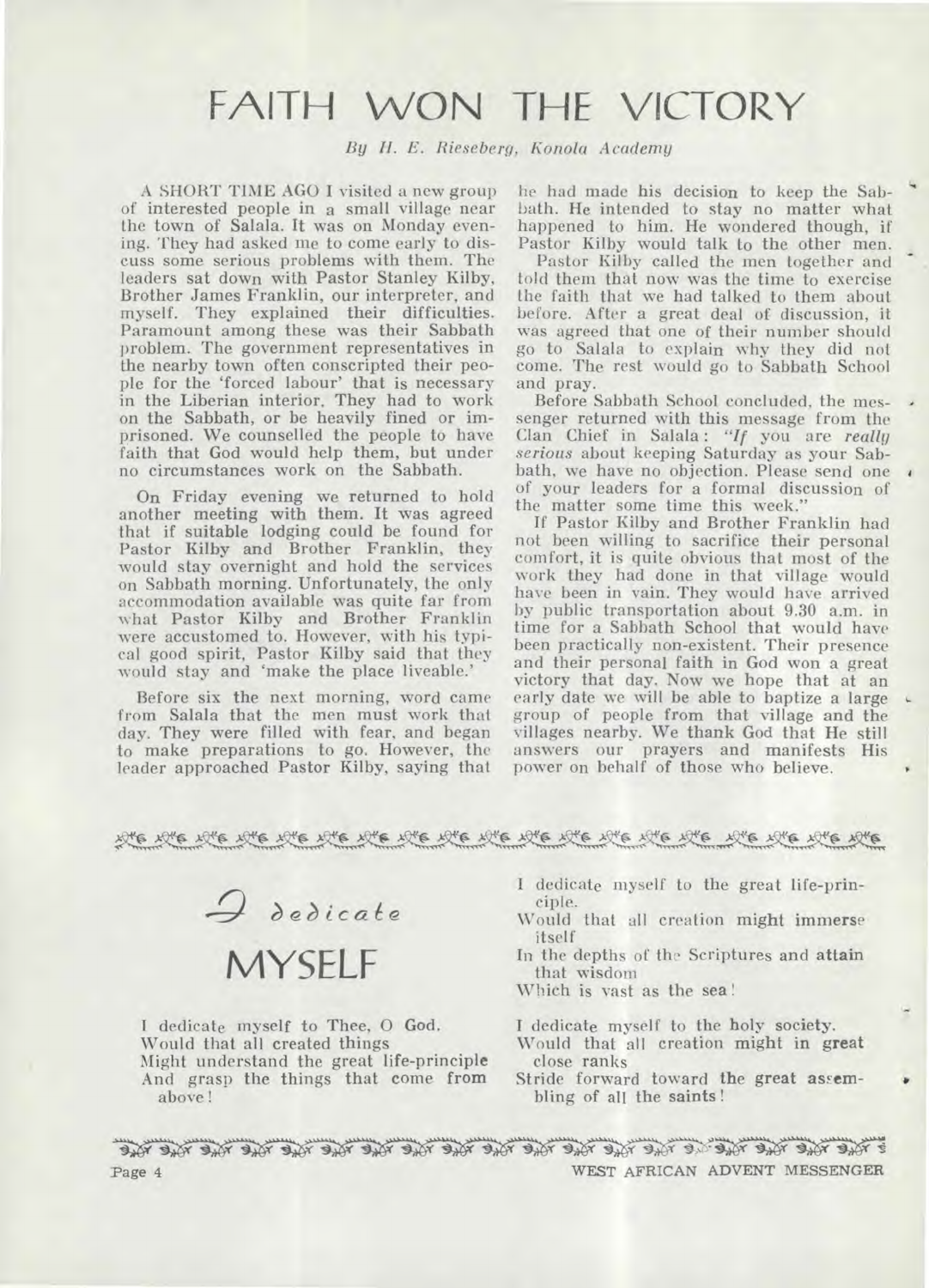# FAITH WON THE VICTORY

*By H. E. Rieseberg, Konola Academy*

A SHORT TIME AGO I visited a new group of interested people in a small village near the town of Salala. It was on Monday evening. They had asked me to come early to discuss some serious problems with them. The leaders sat down with Pastor Stanley Kilby, Brother James Franklin, our interpreter, and myself. They explained their difficulties. Paramount among these was their Sabbath problem. The government representatives in the nearby town often conscripted their people for the 'forced labour' that is necessary in the Liberian interior. They had to work on the Sabbath, or be heavily fined or imprisoned. We counselled the people to have faith that God would help them, but under no circumstances work on the Sabbath.

On Friday evening we returned to hold another meeting with them. It was agreed that if suitable lodging could be found for Pastor Kilby and Brother Franklin, they would stay overnight and hold the services on Sabbath morning. Unfortunately, the only accommodation available was quite far from what Pastor Kilby and Brother Franklin were accustomed to. However, with his typical good spirit, Pastor Kilby said that they would stay and 'make the place liveable.'

Before six the next morning, word came from Salala that the men must work that day. They were filled with fear, and began to make preparations to go. However, the leader approached Pastor Kilby, saying that he had made his decision to keep the Sabbath. He intended to stay no matter what happened to him. He wondered though, if Pastor Kilby would talk to the other men.

Pastor Kilby called the men together and told them that now was the time to exercise the faith that we had talked to them about before. After a great deal of discussion, it was agreed that one of their number should go to Salala to explain why they did not come. The rest would go to Sabbath School and pray.

Before Sabbath School concluded, the messenger returned with this message from the Clan Chief in Salala: "*If* you are *really serious* about keeping Saturday as your Sabbath, we have no objection. Please send one of your leaders for a formal discussion of the matter some time this week."

If Pastor Kilby and Brother Franklin had not been willing to sacrifice their personal comfort, it is quite obvious that most of the work they had done in that village would have been in vain. They would have arrived by public transportation about 9.30 a.m. in time for a Sabbath School that would have been practically non-existent. Their presence and their personal faith in God won a great victory that day. Now we hope that at an early date we will be able to baptize a large group of people from that village and the villages nearby. We thank God that He still answers our prayers and manifests His power on behalf of those who believe.

# *I dedicate* MYSELF

I dedicate myself to Thee, O God.
Would that all created things
Might understand the great life-principle
And grasp the things that come from above!

I dedicate myself to the great life-principle.
Would that all creation might immerse itself
In the depths of the Scriptures and attain that wisdom
Which is vast as the sea!

I dedicate myself to the holy society.
Would that all creation might in great close ranks
Stride forward toward the great assembling of all the saints!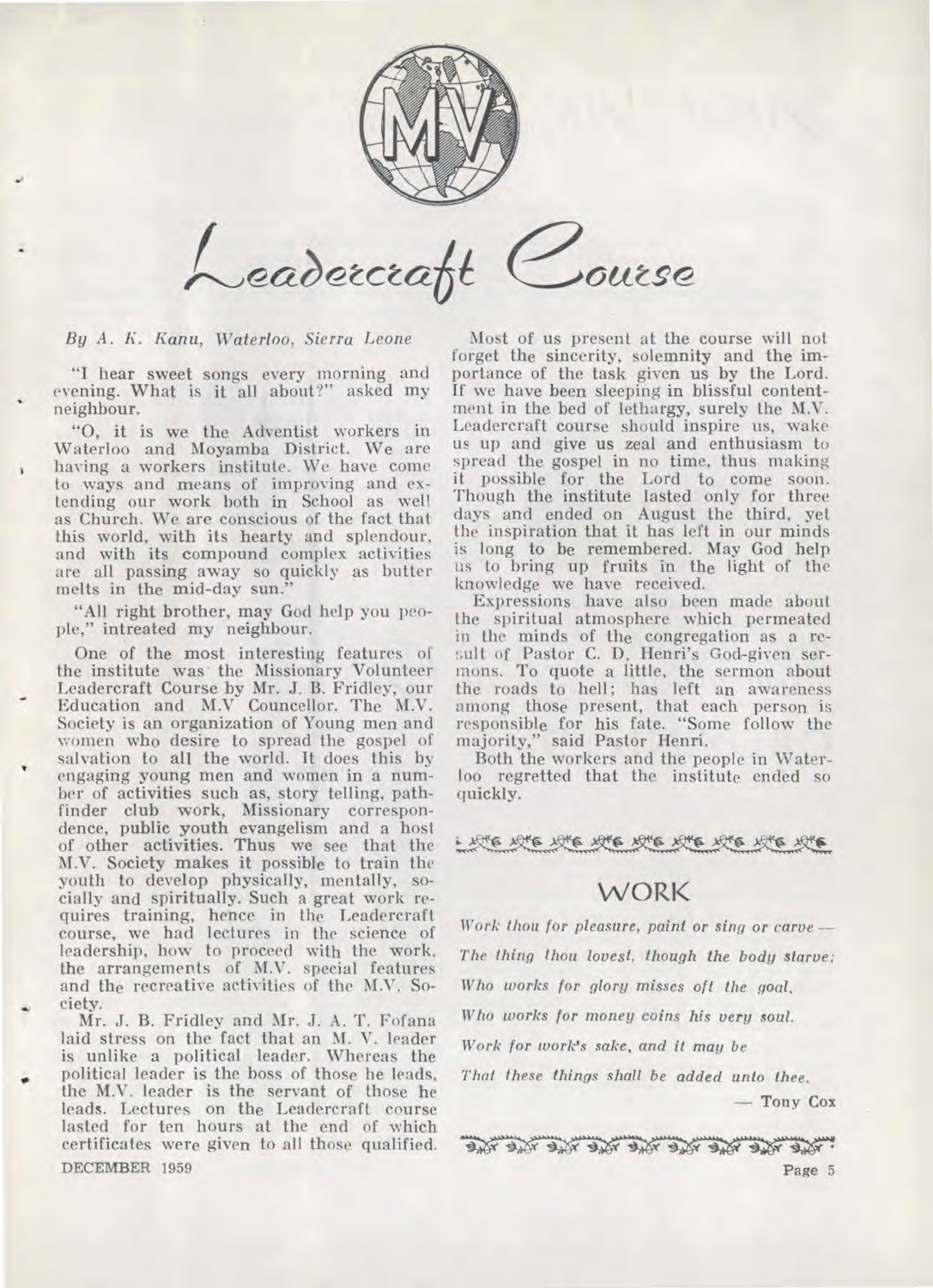# Leadercraft Course

*By A. K. Kanu, Waterloo, Sierra Leone*

"I hear sweet songs every morning and evening. What is it all about?" asked my neighbour.

"O, it is we the Adventist workers in Waterloo and Moyamba District. We are having a workers institute. We have come to ways and means of improving and extending our work both in School as well as Church. We are conscious of the fact that this world, with its hearty and splendour, and with its compound complex activities are all passing away so quickly as butter melts in the mid-day sun."

"All right brother, may God help you people," intreated my neighbour.

One of the most interesting features of the institute was the Missionary Volunteer Leadercraft Course by Mr. J. B. Fridley, our Education and M.V Councellor. The M.V. Society is an organization of Young men and women who desire to spread the gospel of salvation to all the world. It does this by engaging young men and women in a number of activities such as, story telling, pathfinder club work, Missionary correspondence, public youth evangelism and a host of other activities. Thus we see that the M.V. Society makes it possible to train the youth to develop physically, mentally, socially and spiritually. Such a great work requires training, hence in the Leadercraft course, we had lectures in the science of leadership, how to proceed with the work, the arrangements of M.V. special features and the recreative activities of the M.V. Society.

Mr. J. B. Fridley and Mr. J. A. T. Fofana laid stress on the fact that an M. V. leader is unlike a political leader. Whereas the political leader is the boss of those he leads, the M.V. leader is the servant of those he leads. Lectures on the Leadercraft course lasted for ten hours at the end of which certificates were given to all those qualified.

Most of us present at the course will not forget the sincerity, solemnity and the importance of the task given us by the Lord. If we have been sleeping in blissful contentment in the bed of lethargy, surely the M.V. Leadercraft course should inspire us, wake us up and give us zeal and enthusiasm to spread the gospel in no time, thus making it possible for the Lord to come soon. Though the institute lasted only for three days and ended on August the third, yet the inspiration that it has left in our minds is long to be remembered. May God help us to bring up fruits in the light of the knowledge we have received.

Expressions have also been made about the spiritual atmosphere which permeated in the minds of the congregation as a result of Pastor C. D. Henri's God-given sermons. To quote a little, the sermon about the roads to hell; has left an awareness among those present, that each person is responsible for his fate. "Some follow the majority," said Pastor Henri.

Both the workers and the people in Waterloo regretted that the institute ended so quickly.

## WORK

*Work thou for pleasure, paint or sing or carve —*

*The thing thou lovest, though the body starve;*

*Who works for glory misses oft the goal,*

*Who works for money coins his very soul.*

*Work for work's sake, and it may be*

*That these things shall be added unto thee.*

— Tony Cox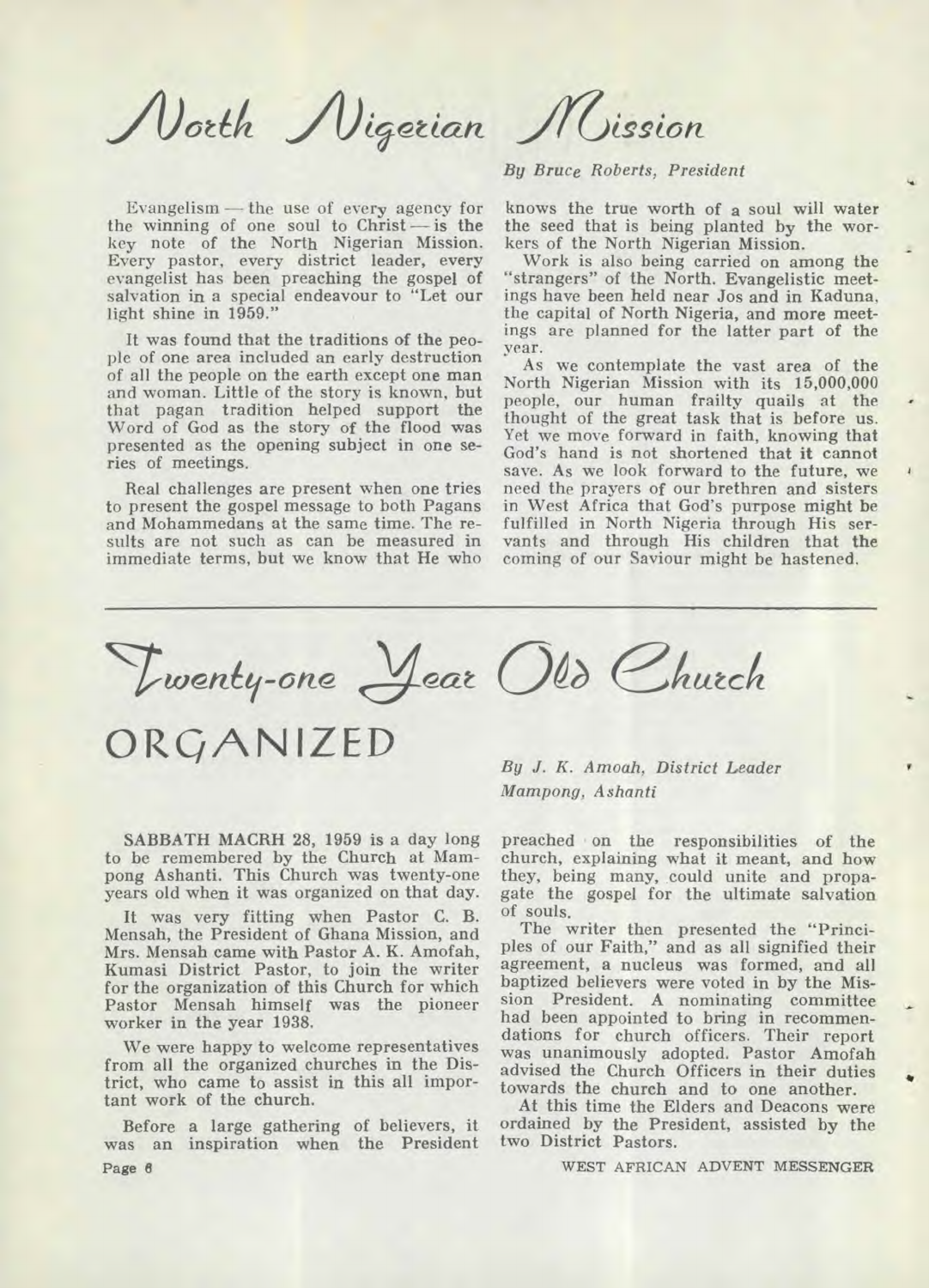# North Nigerian Mission

*By Bruce Roberts, President*

Evangelism — the use of every agency for the winning of one soul to Christ — is the key note of the North Nigerian Mission. Every pastor, every district leader, every evangelist has been preaching the gospel of salvation in a special endeavour to "Let our light shine in 1959."

It was found that the traditions of the people of one area included an early destruction of all the people on the earth except one man and woman. Little of the story is known, but that pagan tradition helped support the Word of God as the story of the flood was presented as the opening subject in one series of meetings.

Real challenges are present when one tries to present the gospel message to both Pagans and Mohammedans at the same time. The results are not such as can be measured in immediate terms, but we know that He who knows the true worth of a soul will water the seed that is being planted by the workers of the North Nigerian Mission.

Work is also being carried on among the "strangers" of the North. Evangelistic meetings have been held near Jos and in Kaduna, the capital of North Nigeria, and more meetings are planned for the latter part of the year.

As we contemplate the vast area of the North Nigerian Mission with its 15,000,000 people, our human frailty quails at the thought of the great task that is before us. Yet we move forward in faith, knowing that God's hand is not shortened that it cannot save. As we look forward to the future, we need the prayers of our brethren and sisters in West Africa that God's purpose might be fulfilled in North Nigeria through His servants and through His children that the coming of our Saviour might be hastened.

# Twenty-one Year Old Church ORGANIZED

*By J. K. Amoah, District Leader*
*Mampong, Ashanti*

**SABBATH MACRH 28, 1959** is a day long to be remembered by the Church at Mampong Ashanti. This Church was twenty-one years old when it was organized on that day.

It was very fitting when Pastor C. B. Mensah, the President of Ghana Mission, and Mrs. Mensah came with Pastor A. K. Amofah, Kumasi District Pastor, to join the writer for the organization of this Church for which Pastor Mensah himself was the pioneer worker in the year 1938.

We were happy to welcome representatives from all the organized churches in the District, who came to assist in this all important work of the church.

Before a large gathering of believers, it was an inspiration when the President preached on the responsibilities of the church, explaining what it meant, and how they, being many, could unite and propagate the gospel for the ultimate salvation of souls.

The writer then presented the "Principles of our Faith," and as all signified their agreement, a nucleus was formed, and all baptized believers were voted in by the Mission President. A nominating committee had been appointed to bring in recommendations for church officers. Their report was unanimously adopted. Pastor Amofah advised the Church Officers in their duties towards the church and to one another.

At this time the Elders and Deacons were ordained by the President, assisted by the two District Pastors.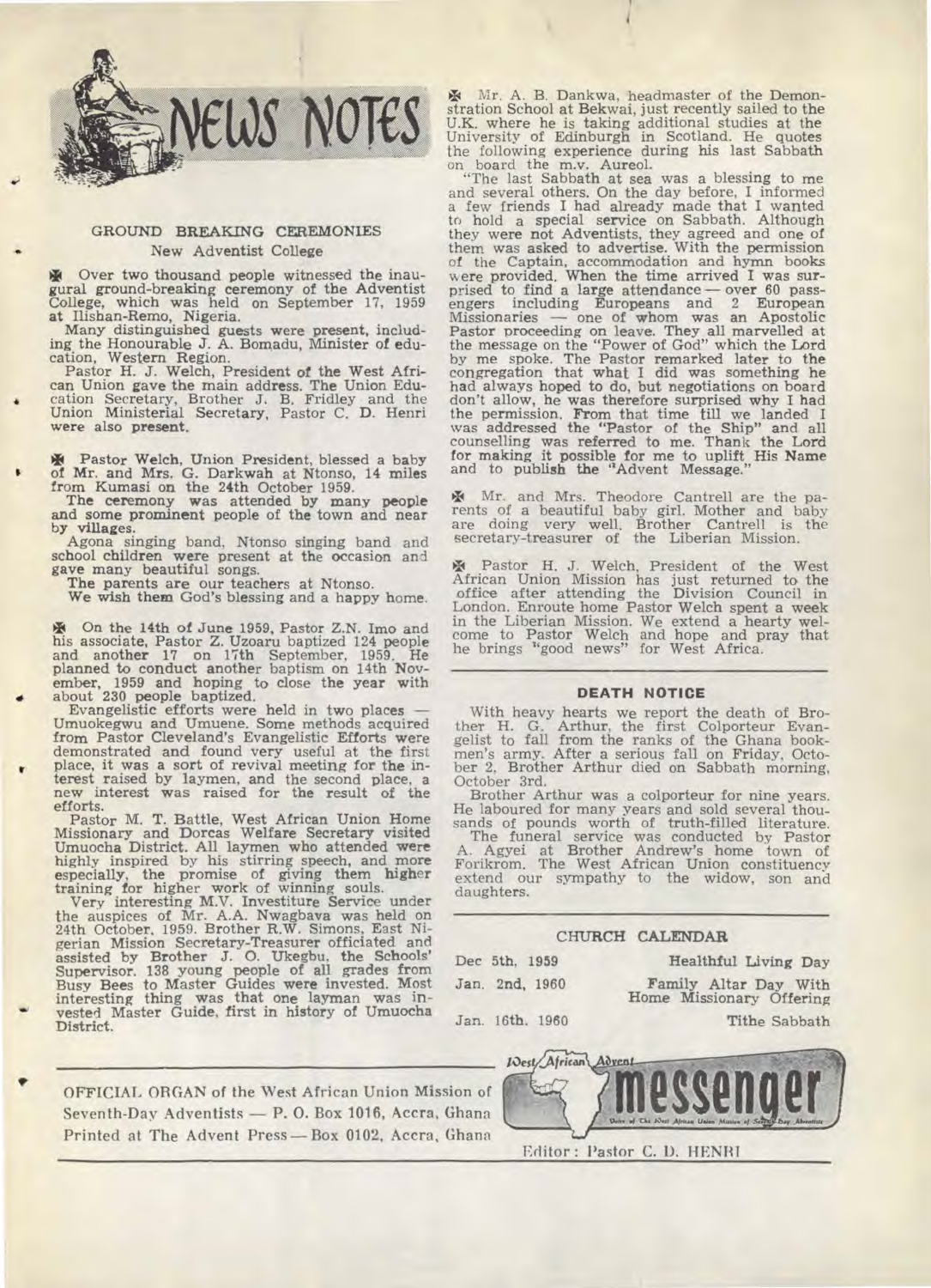# NEWS NOTES

## GROUND BREAKING CEREMONIES

### New Adventist College

Over two thousand people witnessed the inaugural ground-breaking ceremony of the Adventist College, which was held on September 17, 1959 at Ilishan-Remo, Nigeria.

Many distinguished guests were present, including the Honourable J. A. Bomadu, Minister of education, Western Region.

Pastor H. J. Welch, President of the West African Union gave the main address. The Union Education Secretary, Brother J. B. Fridley and the Union Ministerial Secretary, Pastor C. D. Henri were also present.

Pastor Welch, Union President, blessed a baby of Mr. and Mrs. G. Darkwah at Ntonso, 14 miles from Kumasi on the 24th October 1959.

The ceremony was attended by many people and some prominent people of the town and near by villages.

Agona singing band, Ntonso singing band and school children were present at the occasion and gave many beautiful songs.

The parents are our teachers at Ntonso.

We wish them God's blessing and a happy home.

On the 14th of June 1959, Pastor Z.N. Imo and his associate, Pastor Z. Uzoaru baptized 124 people and another 17 on 17th September, 1959. He planned to conduct another baptism on 14th November, 1959 and hoping to close the year with about 230 people baptized.

Evangelistic efforts were held in two places — Umuokegwu and Umuene. Some methods acquired from Pastor Cleveland's Evangelistic Efforts were demonstrated and found very useful at the first place, it was a sort of revival meeting for the interest raised by laymen, and the second place, a new interest was raised for the result of the efforts.

Pastor M. T. Battle, West African Union Home Missionary and Dorcas Welfare Secretary visited Umuocha District. All laymen who attended were highly inspired by his stirring speech, and more especially, the promise of giving them higher training for higher work of winning souls.

Very interesting M.V. Investiture Service under the auspices of Mr. A.A. Nwagbava was held on 24th October, 1959. Brother R.W. Simons, East Nigerian Mission Secretary-Treasurer officiated and assisted by Brother J. O. Ukegbu, the Schools' Supervisor. 138 young people of all grades from Busy Bees to Master Guides were invested. Most interesting thing was that one layman was invested Master Guide, first in history of Umuocha District.

Mr. A. B. Dankwa, headmaster of the Demonstration School at Bekwai, just recently sailed to the U.K. where he is taking additional studies at the University of Edinburgh in Scotland. He quotes the following experience during his last Sabbath on board the m.v. Aureol.

"The last Sabbath at sea was a blessing to me and several others. On the day before, I informed a few friends I had already made that I wanted to hold a special service on Sabbath. Although they were not Adventists, they agreed and one of them was asked to advertise. With the permission of the Captain, accommodation and hymn books were provided. When the time arrived I was surprised to find a large attendance — over 60 passengers including Europeans and 2 European Missionaries — one of whom was an Apostolic Pastor proceeding on leave. They all marvelled at the message on the "Power of God" which the Lord by me spoke. The Pastor remarked later to the congregation that what I did was something he had always hoped to do, but negotiations on board don't allow, he was therefore surprised why I had the permission. From that time till we landed I was addressed the "Pastor of the Ship" and all counselling was referred to me. Thank the Lord for making it possible for me to uplift His Name and to publish the "Advent Message."

Mr. and Mrs. Theodore Cantrell are the parents of a beautiful baby girl. Mother and baby are doing very well. Brother Cantrell is the secretary-treasurer of the Liberian Mission.

Pastor H. J. Welch, President of the West African Union Mission has just returned to the office after attending the Division Council in London. Enroute home Pastor Welch spent a week in the Liberian Mission. We extend a hearty welcome to Pastor Welch and hope and pray that he brings "good news" for West Africa.

## DEATH NOTICE

With heavy hearts we report the death of Brother H. G. Arthur, the first Colporteur Evangelist to fall from the ranks of the Ghana bookmen's army. After a serious fall on Friday, October 2, Brother Arthur died on Sabbath morning, October 3rd.

Brother Arthur was a colporteur for nine years. He laboured for many years and sold several thousands of pounds worth of truth-filled literature.

The funeral service was conducted by Pastor A. Agyei at Brother Andrew's home town of Forikrom. The West African Union constituency extend our sympathy to the widow, son and daughters.

## CHURCH CALENDAR

| | |
|---|---|
| Dec 5th, 1959 | Healthful Living Day |
| Jan. 2nd, 1960 | Family Altar Day With Home Missionary Offering |
| Jan. 16th. 1960 | Tithe Sabbath |

OFFICIAL ORGAN of the West African Union Mission of Seventh-Day Adventists — P. O. Box 1016, Accra, Ghana
Printed at The Advent Press — Box 0102, Accra, Ghana

West African Advent messenger
Voice of The West African Union Mission of Seventh-Day Adventists

Editor: Pastor C. D. HENRI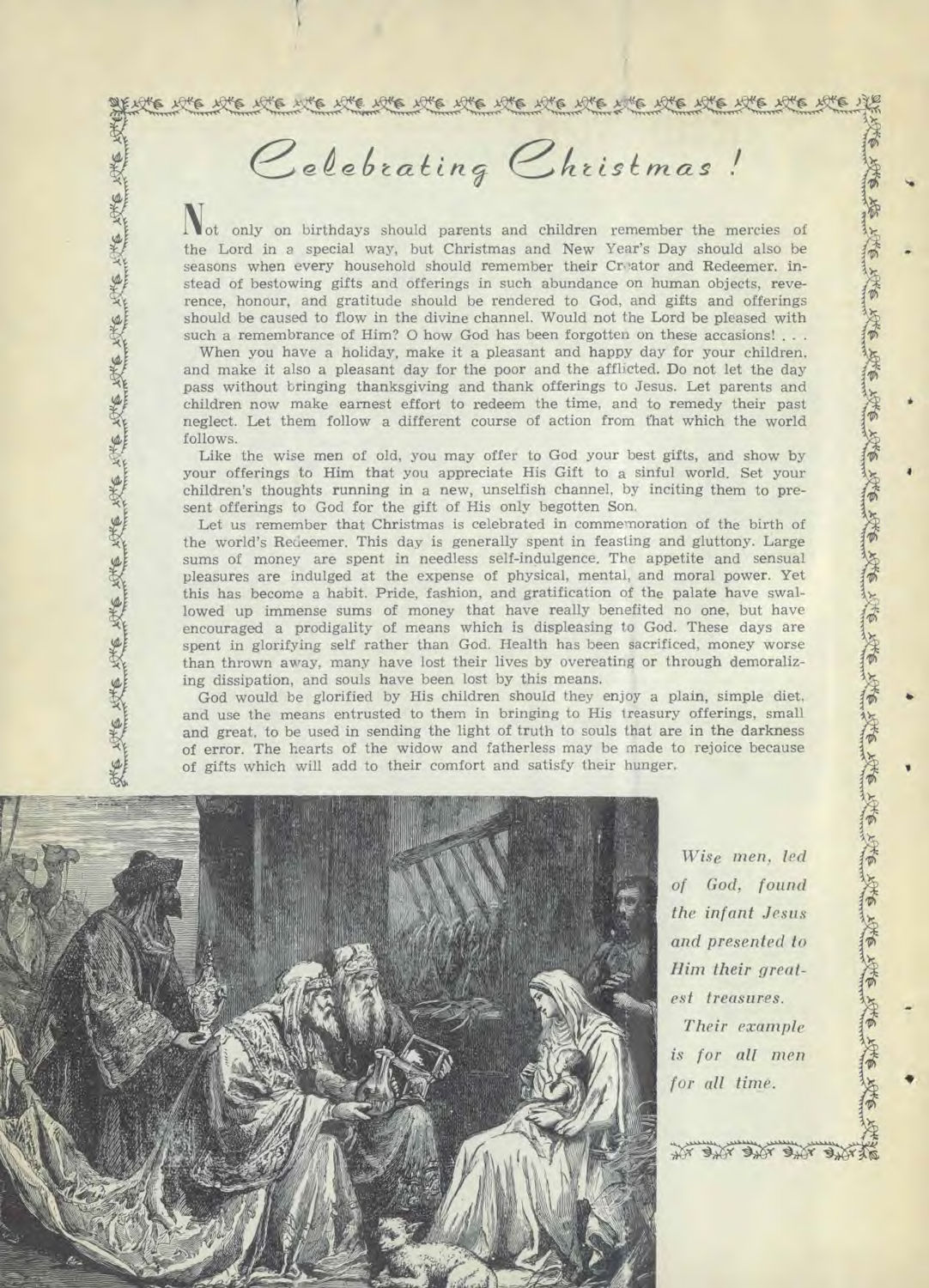# Celebrating Christmas!

Not only on birthdays should parents and children remember the mercies of the Lord in a special way, but Christmas and New Year's Day should also be seasons when every household should remember their Creator and Redeemer. instead of bestowing gifts and offerings in such abundance on human objects, reverence, honour, and gratitude should be rendered to God, and gifts and offerings should be caused to flow in the divine channel. Would not the Lord be pleased with such a remembrance of Him? O how God has been forgotten on these accasions! . . .

When you have a holiday, make it a pleasant and happy day for your children, and make it also a pleasant day for the poor and the afflicted. Do not let the day pass without bringing thanksgiving and thank offerings to Jesus. Let parents and children now make earnest effort to redeem the time, and to remedy their past neglect. Let them follow a different course of action from that which the world follows.

Like the wise men of old, you may offer to God your best gifts, and show by your offerings to Him that you appreciate His Gift to a sinful world. Set your children's thoughts running in a new, unselfish channel, by inciting them to present offerings to God for the gift of His only begotten Son.

Let us remember that Christmas is celebrated in commemoration of the birth of the world's Redeemer. This day is generally spent in feasting and gluttony. Large sums of money are spent in needless self-indulgence. The appetite and sensual pleasures are indulged at the expense of physical, mental, and moral power. Yet this has become a habit. Pride, fashion, and gratification of the palate have swallowed up immense sums of money that have really benefited no one, but have encouraged a prodigality of means which is displeasing to God. These days are spent in glorifying self rather than God. Health has been sacrificed, money worse than thrown away, many have lost their lives by overeating or through demoralizing dissipation, and souls have been lost by this means.

God would be glorified by His children should they enjoy a plain, simple diet, and use the means entrusted to them in bringing to His treasury offerings, small and great, to be used in sending the light of truth to souls that are in the darkness of error. The hearts of the widow and fatherless may be made to rejoice because of gifts which will add to their comfort and satisfy their hunger.

*Wise men, led of God, found the infant Jesus and presented to Him their greatest treasures.*

*Their example is for all men for all time.*